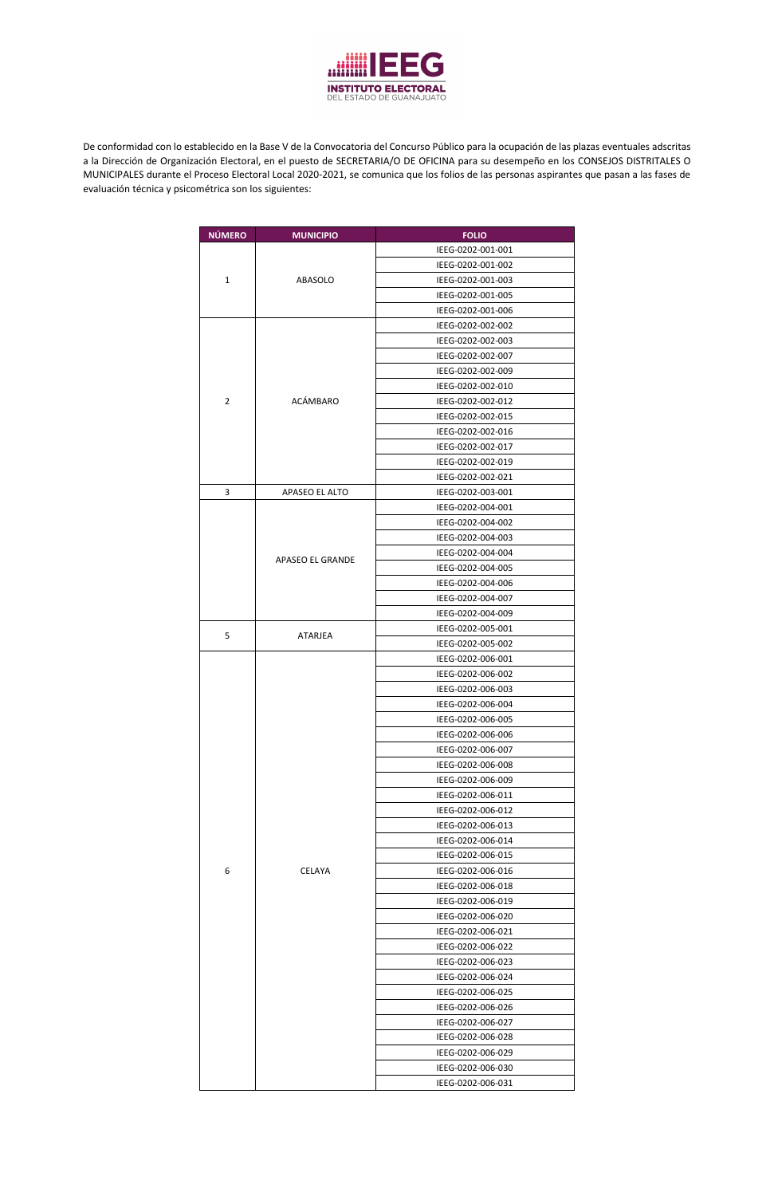IEEG
INSTITUTO ELECTORAL
DEL ESTADO DE GUANAJUATO

De conformidad con lo establecido en la Base V de la Convocatoria del Concurso Público para la ocupación de las plazas eventuales adscritas a la Dirección de Organización Electoral, en el puesto de SECRETARIA/O DE OFICINA para su desempeño en los CONSEJOS DISTRITALES O MUNICIPALES durante el Proceso Electoral Local 2020-2021, se comunica que los folios de las personas aspirantes que pasan a las fases de evaluación técnica y psicométrica son los siguientes:

| NÚMERO | MUNICIPIO | FOLIO |
|---|---|---|
| 1 | ABASOLO | IEEG-0202-001-001 |
| | | IEEG-0202-001-002 |
| | | IEEG-0202-001-003 |
| | | IEEG-0202-001-005 |
| | | IEEG-0202-001-006 |
| 2 | ACÁMBARO | IEEG-0202-002-002 |
| | | IEEG-0202-002-003 |
| | | IEEG-0202-002-007 |
| | | IEEG-0202-002-009 |
| | | IEEG-0202-002-010 |
| | | IEEG-0202-002-012 |
| | | IEEG-0202-002-015 |
| | | IEEG-0202-002-016 |
| | | IEEG-0202-002-017 |
| | | IEEG-0202-002-019 |
| | | IEEG-0202-002-021 |
| 3 | APASEO EL ALTO | IEEG-0202-003-001 |
| | APASEO EL GRANDE | IEEG-0202-004-001 |
| | | IEEG-0202-004-002 |
| | | IEEG-0202-004-003 |
| | | IEEG-0202-004-004 |
| | | IEEG-0202-004-005 |
| | | IEEG-0202-004-006 |
| | | IEEG-0202-004-007 |
| | | IEEG-0202-004-009 |
| 5 | ATARJEA | IEEG-0202-005-001 |
| | | IEEG-0202-005-002 |
| 6 | CELAYA | IEEG-0202-006-001 |
| | | IEEG-0202-006-002 |
| | | IEEG-0202-006-003 |
| | | IEEG-0202-006-004 |
| | | IEEG-0202-006-005 |
| | | IEEG-0202-006-006 |
| | | IEEG-0202-006-007 |
| | | IEEG-0202-006-008 |
| | | IEEG-0202-006-009 |
| | | IEEG-0202-006-011 |
| | | IEEG-0202-006-012 |
| | | IEEG-0202-006-013 |
| | | IEEG-0202-006-014 |
| | | IEEG-0202-006-015 |
| | | IEEG-0202-006-016 |
| | | IEEG-0202-006-018 |
| | | IEEG-0202-006-019 |
| | | IEEG-0202-006-020 |
| | | IEEG-0202-006-021 |
| | | IEEG-0202-006-022 |
| | | IEEG-0202-006-023 |
| | | IEEG-0202-006-024 |
| | | IEEG-0202-006-025 |
| | | IEEG-0202-006-026 |
| | | IEEG-0202-006-027 |
| | | IEEG-0202-006-028 |
| | | IEEG-0202-006-029 |
| | | IEEG-0202-006-030 |
| | | IEEG-0202-006-031 |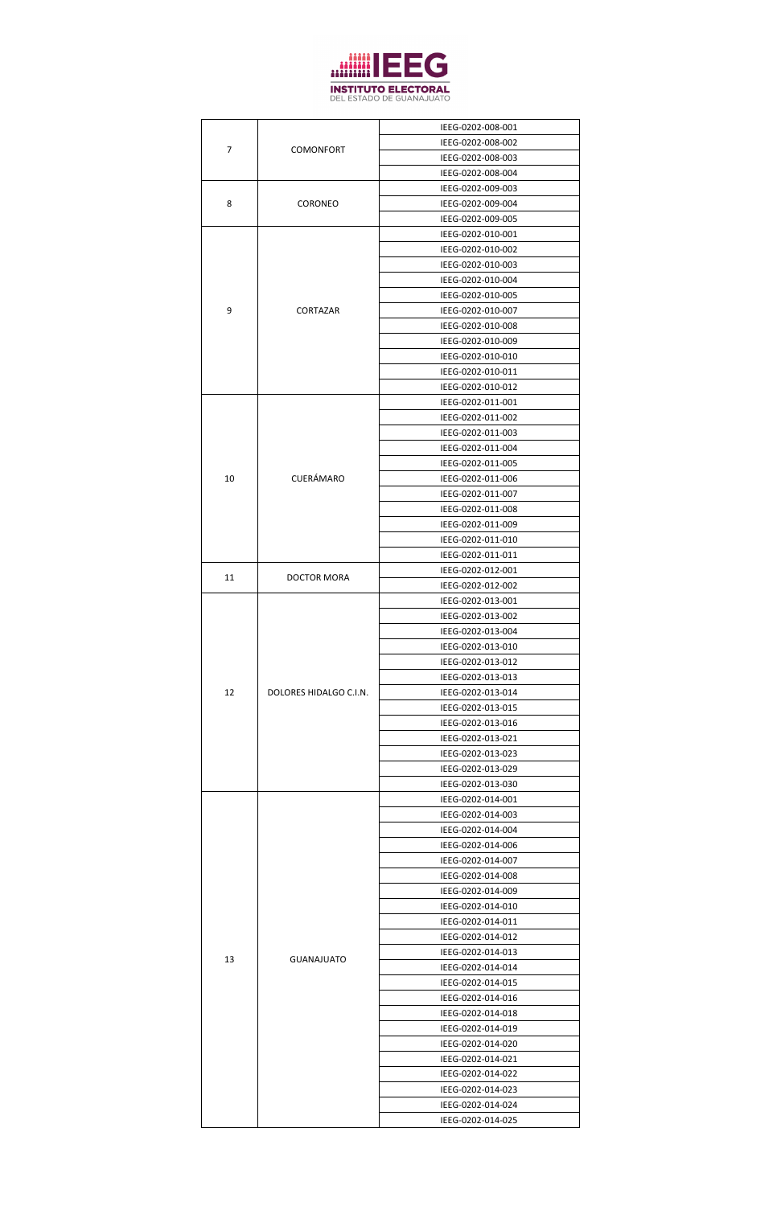**IEEG**
**INSTITUTO ELECTORAL**
DEL ESTADO DE GUANAJUATO

| | | |
|---|---|---|
| 7 | COMONFORT | IEEG-0202-008-001 |
| | | IEEG-0202-008-002 |
| | | IEEG-0202-008-003 |
| | | IEEG-0202-008-004 |
| 8 | CORONEO | IEEG-0202-009-003 |
| | | IEEG-0202-009-004 |
| | | IEEG-0202-009-005 |
| 9 | CORTAZAR | IEEG-0202-010-001 |
| | | IEEG-0202-010-002 |
| | | IEEG-0202-010-003 |
| | | IEEG-0202-010-004 |
| | | IEEG-0202-010-005 |
| | | IEEG-0202-010-007 |
| | | IEEG-0202-010-008 |
| | | IEEG-0202-010-009 |
| | | IEEG-0202-010-010 |
| | | IEEG-0202-010-011 |
| | | IEEG-0202-010-012 |
| 10 | CUERÁMARO | IEEG-0202-011-001 |
| | | IEEG-0202-011-002 |
| | | IEEG-0202-011-003 |
| | | IEEG-0202-011-004 |
| | | IEEG-0202-011-005 |
| | | IEEG-0202-011-006 |
| | | IEEG-0202-011-007 |
| | | IEEG-0202-011-008 |
| | | IEEG-0202-011-009 |
| | | IEEG-0202-011-010 |
| | | IEEG-0202-011-011 |
| 11 | DOCTOR MORA | IEEG-0202-012-001 |
| | | IEEG-0202-012-002 |
| 12 | DOLORES HIDALGO C.I.N. | IEEG-0202-013-001 |
| | | IEEG-0202-013-002 |
| | | IEEG-0202-013-004 |
| | | IEEG-0202-013-010 |
| | | IEEG-0202-013-012 |
| | | IEEG-0202-013-013 |
| | | IEEG-0202-013-014 |
| | | IEEG-0202-013-015 |
| | | IEEG-0202-013-016 |
| | | IEEG-0202-013-021 |
| | | IEEG-0202-013-023 |
| | | IEEG-0202-013-029 |
| | | IEEG-0202-013-030 |
| 13 | GUANAJUATO | IEEG-0202-014-001 |
| | | IEEG-0202-014-003 |
| | | IEEG-0202-014-004 |
| | | IEEG-0202-014-006 |
| | | IEEG-0202-014-007 |
| | | IEEG-0202-014-008 |
| | | IEEG-0202-014-009 |
| | | IEEG-0202-014-010 |
| | | IEEG-0202-014-011 |
| | | IEEG-0202-014-012 |
| | | IEEG-0202-014-013 |
| | | IEEG-0202-014-014 |
| | | IEEG-0202-014-015 |
| | | IEEG-0202-014-016 |
| | | IEEG-0202-014-018 |
| | | IEEG-0202-014-019 |
| | | IEEG-0202-014-020 |
| | | IEEG-0202-014-021 |
| | | IEEG-0202-014-022 |
| | | IEEG-0202-014-023 |
| | | IEEG-0202-014-024 |
| | | IEEG-0202-014-025 |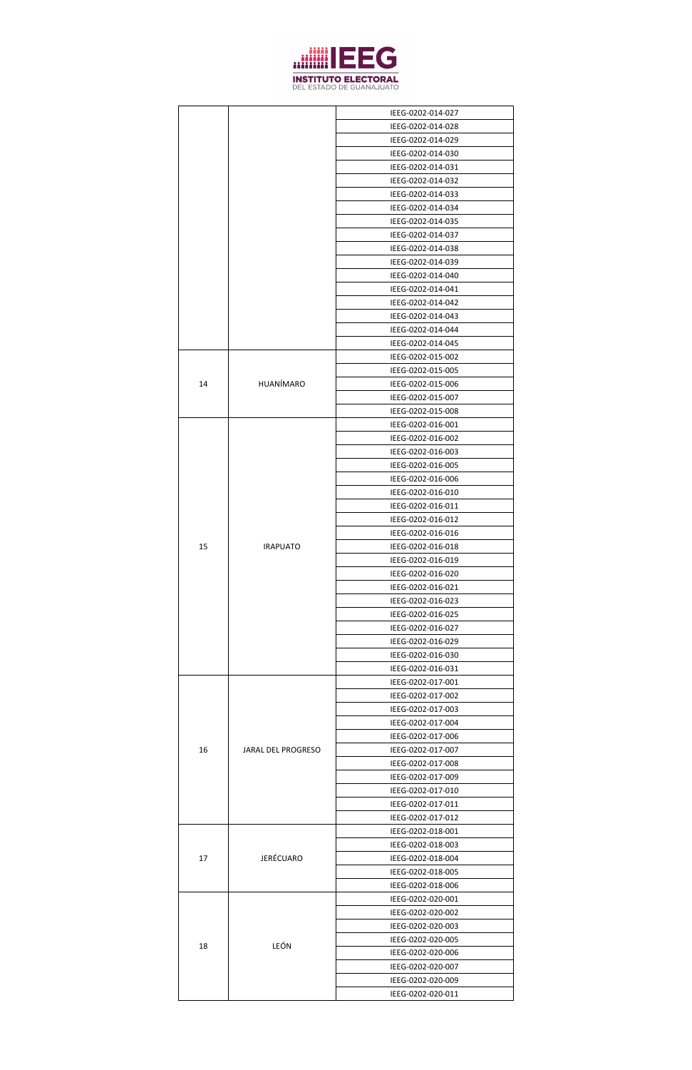| | | |
|---|---|---|
| | | IEEG-0202-014-027 |
| | | IEEG-0202-014-028 |
| | | IEEG-0202-014-029 |
| | | IEEG-0202-014-030 |
| | | IEEG-0202-014-031 |
| | | IEEG-0202-014-032 |
| | | IEEG-0202-014-033 |
| | | IEEG-0202-014-034 |
| | | IEEG-0202-014-035 |
| | | IEEG-0202-014-037 |
| | | IEEG-0202-014-038 |
| | | IEEG-0202-014-039 |
| | | IEEG-0202-014-040 |
| | | IEEG-0202-014-041 |
| | | IEEG-0202-014-042 |
| | | IEEG-0202-014-043 |
| | | IEEG-0202-014-044 |
| | | IEEG-0202-014-045 |
| 14 | HUANÍMARO | IEEG-0202-015-002 |
| | | IEEG-0202-015-005 |
| | | IEEG-0202-015-006 |
| | | IEEG-0202-015-007 |
| | | IEEG-0202-015-008 |
| 15 | IRAPUATO | IEEG-0202-016-001 |
| | | IEEG-0202-016-002 |
| | | IEEG-0202-016-003 |
| | | IEEG-0202-016-005 |
| | | IEEG-0202-016-006 |
| | | IEEG-0202-016-010 |
| | | IEEG-0202-016-011 |
| | | IEEG-0202-016-012 |
| | | IEEG-0202-016-016 |
| | | IEEG-0202-016-018 |
| | | IEEG-0202-016-019 |
| | | IEEG-0202-016-020 |
| | | IEEG-0202-016-021 |
| | | IEEG-0202-016-023 |
| | | IEEG-0202-016-025 |
| | | IEEG-0202-016-027 |
| | | IEEG-0202-016-029 |
| | | IEEG-0202-016-030 |
| | | IEEG-0202-016-031 |
| 16 | JARAL DEL PROGRESO | IEEG-0202-017-001 |
| | | IEEG-0202-017-002 |
| | | IEEG-0202-017-003 |
| | | IEEG-0202-017-004 |
| | | IEEG-0202-017-006 |
| | | IEEG-0202-017-007 |
| | | IEEG-0202-017-008 |
| | | IEEG-0202-017-009 |
| | | IEEG-0202-017-010 |
| | | IEEG-0202-017-011 |
| | | IEEG-0202-017-012 |
| 17 | JERÉCUARO | IEEG-0202-018-001 |
| | | IEEG-0202-018-003 |
| | | IEEG-0202-018-004 |
| | | IEEG-0202-018-005 |
| | | IEEG-0202-018-006 |
| 18 | LEÓN | IEEG-0202-020-001 |
| | | IEEG-0202-020-002 |
| | | IEEG-0202-020-003 |
| | | IEEG-0202-020-005 |
| | | IEEG-0202-020-006 |
| | | IEEG-0202-020-007 |
| | | IEEG-0202-020-009 |
| | | IEEG-0202-020-011 |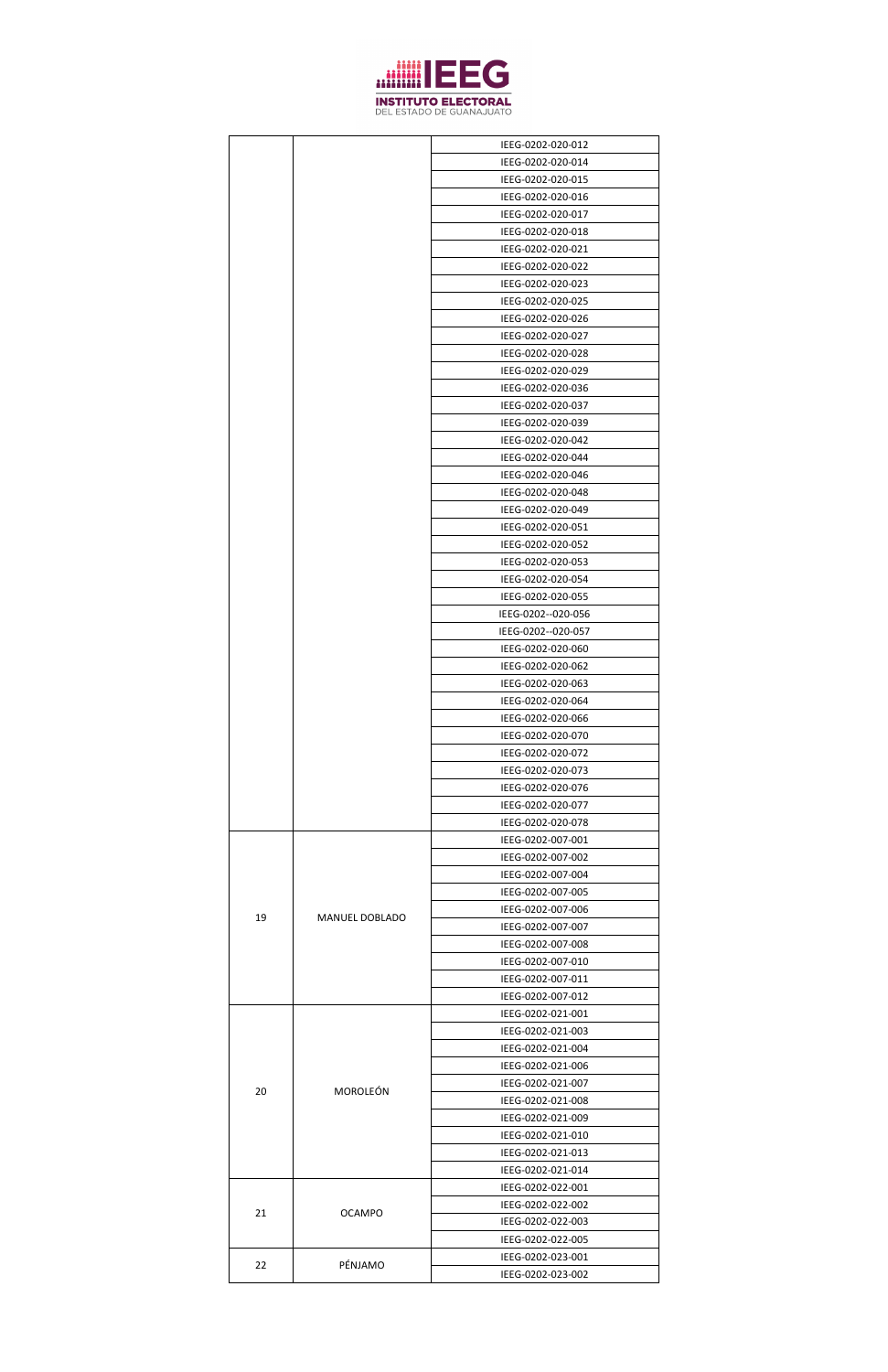| | | |
|---|---|---|
| | | IEEG-0202-020-012 |
| | | IEEG-0202-020-014 |
| | | IEEG-0202-020-015 |
| | | IEEG-0202-020-016 |
| | | IEEG-0202-020-017 |
| | | IEEG-0202-020-018 |
| | | IEEG-0202-020-021 |
| | | IEEG-0202-020-022 |
| | | IEEG-0202-020-023 |
| | | IEEG-0202-020-025 |
| | | IEEG-0202-020-026 |
| | | IEEG-0202-020-027 |
| | | IEEG-0202-020-028 |
| | | IEEG-0202-020-029 |
| | | IEEG-0202-020-036 |
| | | IEEG-0202-020-037 |
| | | IEEG-0202-020-039 |
| | | IEEG-0202-020-042 |
| | | IEEG-0202-020-044 |
| | | IEEG-0202-020-046 |
| | | IEEG-0202-020-048 |
| | | IEEG-0202-020-049 |
| | | IEEG-0202-020-051 |
| | | IEEG-0202-020-052 |
| | | IEEG-0202-020-053 |
| | | IEEG-0202-020-054 |
| | | IEEG-0202-020-055 |
| | | IEEG-0202--020-056 |
| | | IEEG-0202--020-057 |
| | | IEEG-0202-020-060 |
| | | IEEG-0202-020-062 |
| | | IEEG-0202-020-063 |
| | | IEEG-0202-020-064 |
| | | IEEG-0202-020-066 |
| | | IEEG-0202-020-070 |
| | | IEEG-0202-020-072 |
| | | IEEG-0202-020-073 |
| | | IEEG-0202-020-076 |
| | | IEEG-0202-020-077 |
| | | IEEG-0202-020-078 |
| 19 | MANUEL DOBLADO | IEEG-0202-007-001 |
| | | IEEG-0202-007-002 |
| | | IEEG-0202-007-004 |
| | | IEEG-0202-007-005 |
| | | IEEG-0202-007-006 |
| | | IEEG-0202-007-007 |
| | | IEEG-0202-007-008 |
| | | IEEG-0202-007-010 |
| | | IEEG-0202-007-011 |
| | | IEEG-0202-007-012 |
| 20 | MOROLEÓN | IEEG-0202-021-001 |
| | | IEEG-0202-021-003 |
| | | IEEG-0202-021-004 |
| | | IEEG-0202-021-006 |
| | | IEEG-0202-021-007 |
| | | IEEG-0202-021-008 |
| | | IEEG-0202-021-009 |
| | | IEEG-0202-021-010 |
| | | IEEG-0202-021-013 |
| | | IEEG-0202-021-014 |
| 21 | OCAMPO | IEEG-0202-022-001 |
| | | IEEG-0202-022-002 |
| | | IEEG-0202-022-003 |
| | | IEEG-0202-022-005 |
| 22 | PÉNJAMO | IEEG-0202-023-001 |
| | | IEEG-0202-023-002 |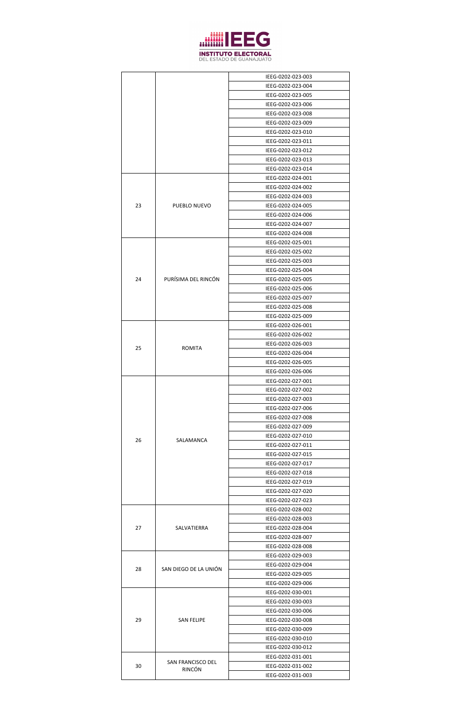| | | |
|---|---|---|
| | | IEEG-0202-023-003 |
| | | IEEG-0202-023-004 |
| | | IEEG-0202-023-005 |
| | | IEEG-0202-023-006 |
| | | IEEG-0202-023-008 |
| | | IEEG-0202-023-009 |
| | | IEEG-0202-023-010 |
| | | IEEG-0202-023-011 |
| | | IEEG-0202-023-012 |
| | | IEEG-0202-023-013 |
| | | IEEG-0202-023-014 |
| 23 | PUEBLO NUEVO | IEEG-0202-024-001 |
| | | IEEG-0202-024-002 |
| | | IEEG-0202-024-003 |
| | | IEEG-0202-024-005 |
| | | IEEG-0202-024-006 |
| | | IEEG-0202-024-007 |
| | | IEEG-0202-024-008 |
| 24 | PURÍSIMA DEL RINCÓN | IEEG-0202-025-001 |
| | | IEEG-0202-025-002 |
| | | IEEG-0202-025-003 |
| | | IEEG-0202-025-004 |
| | | IEEG-0202-025-005 |
| | | IEEG-0202-025-006 |
| | | IEEG-0202-025-007 |
| | | IEEG-0202-025-008 |
| | | IEEG-0202-025-009 |
| 25 | ROMITA | IEEG-0202-026-001 |
| | | IEEG-0202-026-002 |
| | | IEEG-0202-026-003 |
| | | IEEG-0202-026-004 |
| | | IEEG-0202-026-005 |
| | | IEEG-0202-026-006 |
| 26 | SALAMANCA | IEEG-0202-027-001 |
| | | IEEG-0202-027-002 |
| | | IEEG-0202-027-003 |
| | | IEEG-0202-027-006 |
| | | IEEG-0202-027-008 |
| | | IEEG-0202-027-009 |
| | | IEEG-0202-027-010 |
| | | IEEG-0202-027-011 |
| | | IEEG-0202-027-015 |
| | | IEEG-0202-027-017 |
| | | IEEG-0202-027-018 |
| | | IEEG-0202-027-019 |
| | | IEEG-0202-027-020 |
| | | IEEG-0202-027-023 |
| 27 | SALVATIERRA | IEEG-0202-028-002 |
| | | IEEG-0202-028-003 |
| | | IEEG-0202-028-004 |
| | | IEEG-0202-028-007 |
| | | IEEG-0202-028-008 |
| 28 | SAN DIEGO DE LA UNIÓN | IEEG-0202-029-003 |
| | | IEEG-0202-029-004 |
| | | IEEG-0202-029-005 |
| | | IEEG-0202-029-006 |
| 29 | SAN FELIPE | IEEG-0202-030-001 |
| | | IEEG-0202-030-003 |
| | | IEEG-0202-030-006 |
| | | IEEG-0202-030-008 |
| | | IEEG-0202-030-009 |
| | | IEEG-0202-030-010 |
| | | IEEG-0202-030-012 |
| 30 | SAN FRANCISCO DEL RINCÓN | IEEG-0202-031-001 |
| | | IEEG-0202-031-002 |
| | | IEEG-0202-031-003 |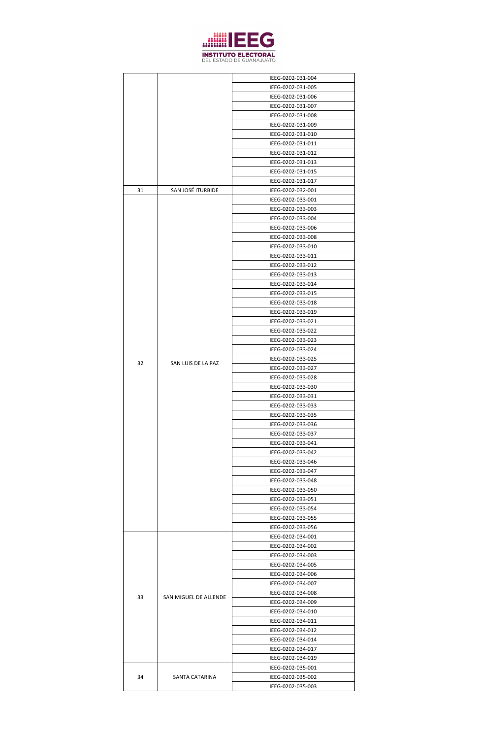| | | |
|---|---|---|
| | | IEEG-0202-031-004 |
| | | IEEG-0202-031-005 |
| | | IEEG-0202-031-006 |
| | | IEEG-0202-031-007 |
| | | IEEG-0202-031-008 |
| | | IEEG-0202-031-009 |
| | | IEEG-0202-031-010 |
| | | IEEG-0202-031-011 |
| | | IEEG-0202-031-012 |
| | | IEEG-0202-031-013 |
| | | IEEG-0202-031-015 |
| | | IEEG-0202-031-017 |
| 31 | SAN JOSÉ ITURBIDE | IEEG-0202-032-001 |
| 32 | SAN LUIS DE LA PAZ | IEEG-0202-033-001 |
| | | IEEG-0202-033-003 |
| | | IEEG-0202-033-004 |
| | | IEEG-0202-033-006 |
| | | IEEG-0202-033-008 |
| | | IEEG-0202-033-010 |
| | | IEEG-0202-033-011 |
| | | IEEG-0202-033-012 |
| | | IEEG-0202-033-013 |
| | | IEEG-0202-033-014 |
| | | IEEG-0202-033-015 |
| | | IEEG-0202-033-018 |
| | | IEEG-0202-033-019 |
| | | IEEG-0202-033-021 |
| | | IEEG-0202-033-022 |
| | | IEEG-0202-033-023 |
| | | IEEG-0202-033-024 |
| | | IEEG-0202-033-025 |
| | | IEEG-0202-033-027 |
| | | IEEG-0202-033-028 |
| | | IEEG-0202-033-030 |
| | | IEEG-0202-033-031 |
| | | IEEG-0202-033-033 |
| | | IEEG-0202-033-035 |
| | | IEEG-0202-033-036 |
| | | IEEG-0202-033-037 |
| | | IEEG-0202-033-041 |
| | | IEEG-0202-033-042 |
| | | IEEG-0202-033-046 |
| | | IEEG-0202-033-047 |
| | | IEEG-0202-033-048 |
| | | IEEG-0202-033-050 |
| | | IEEG-0202-033-051 |
| | | IEEG-0202-033-054 |
| | | IEEG-0202-033-055 |
| | | IEEG-0202-033-056 |
| 33 | SAN MIGUEL DE ALLENDE | IEEG-0202-034-001 |
| | | IEEG-0202-034-002 |
| | | IEEG-0202-034-003 |
| | | IEEG-0202-034-005 |
| | | IEEG-0202-034-006 |
| | | IEEG-0202-034-007 |
| | | IEEG-0202-034-008 |
| | | IEEG-0202-034-009 |
| | | IEEG-0202-034-010 |
| | | IEEG-0202-034-011 |
| | | IEEG-0202-034-012 |
| | | IEEG-0202-034-014 |
| | | IEEG-0202-034-017 |
| | | IEEG-0202-034-019 |
| 34 | SANTA CATARINA | IEEG-0202-035-001 |
| | | IEEG-0202-035-002 |
| | | IEEG-0202-035-003 |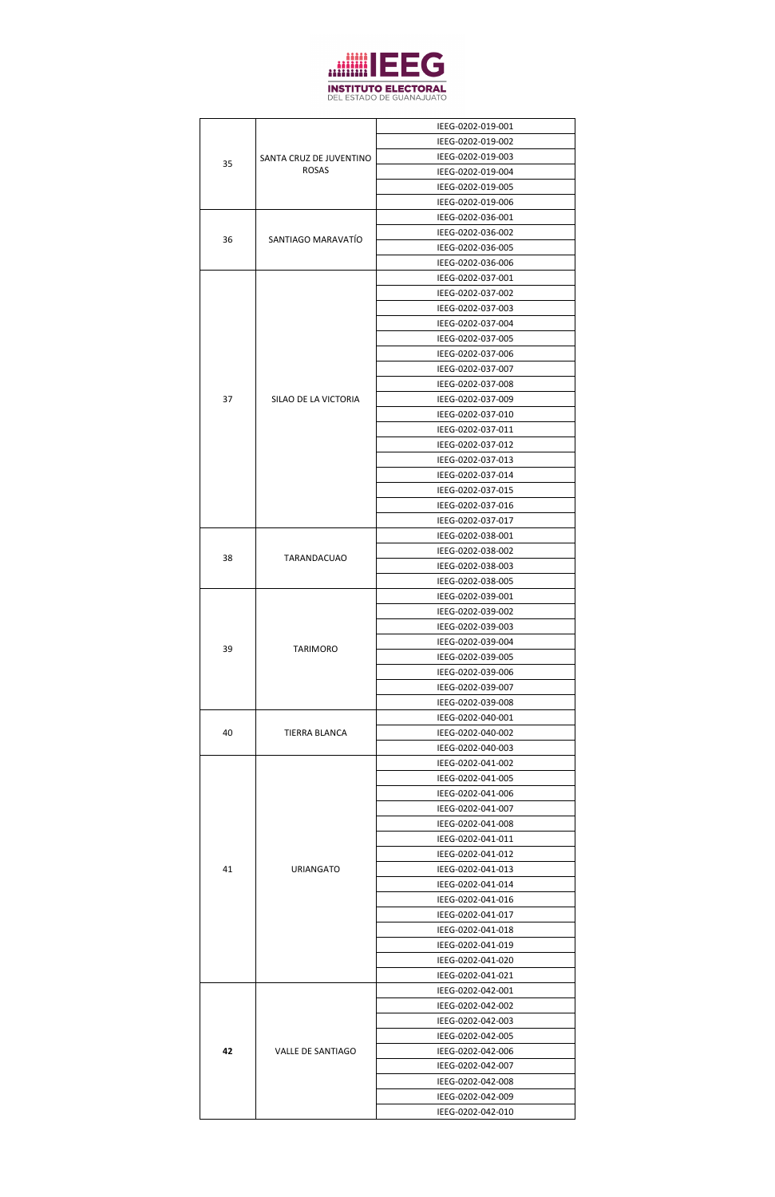| | | |
|---|---|---|
| 35 | SANTA CRUZ DE JUVENTINO ROSAS | IEEG-0202-019-001 |
| | | IEEG-0202-019-002 |
| | | IEEG-0202-019-003 |
| | | IEEG-0202-019-004 |
| | | IEEG-0202-019-005 |
| | | IEEG-0202-019-006 |
| 36 | SANTIAGO MARAVATÍO | IEEG-0202-036-001 |
| | | IEEG-0202-036-002 |
| | | IEEG-0202-036-005 |
| | | IEEG-0202-036-006 |
| 37 | SILAO DE LA VICTORIA | IEEG-0202-037-001 |
| | | IEEG-0202-037-002 |
| | | IEEG-0202-037-003 |
| | | IEEG-0202-037-004 |
| | | IEEG-0202-037-005 |
| | | IEEG-0202-037-006 |
| | | IEEG-0202-037-007 |
| | | IEEG-0202-037-008 |
| | | IEEG-0202-037-009 |
| | | IEEG-0202-037-010 |
| | | IEEG-0202-037-011 |
| | | IEEG-0202-037-012 |
| | | IEEG-0202-037-013 |
| | | IEEG-0202-037-014 |
| | | IEEG-0202-037-015 |
| | | IEEG-0202-037-016 |
| | | IEEG-0202-037-017 |
| 38 | TARANDACUAO | IEEG-0202-038-001 |
| | | IEEG-0202-038-002 |
| | | IEEG-0202-038-003 |
| | | IEEG-0202-038-005 |
| 39 | TARIMORO | IEEG-0202-039-001 |
| | | IEEG-0202-039-002 |
| | | IEEG-0202-039-003 |
| | | IEEG-0202-039-004 |
| | | IEEG-0202-039-005 |
| | | IEEG-0202-039-006 |
| | | IEEG-0202-039-007 |
| | | IEEG-0202-039-008 |
| 40 | TIERRA BLANCA | IEEG-0202-040-001 |
| | | IEEG-0202-040-002 |
| | | IEEG-0202-040-003 |
| 41 | URIANGATO | IEEG-0202-041-002 |
| | | IEEG-0202-041-005 |
| | | IEEG-0202-041-006 |
| | | IEEG-0202-041-007 |
| | | IEEG-0202-041-008 |
| | | IEEG-0202-041-011 |
| | | IEEG-0202-041-012 |
| | | IEEG-0202-041-013 |
| | | IEEG-0202-041-014 |
| | | IEEG-0202-041-016 |
| | | IEEG-0202-041-017 |
| | | IEEG-0202-041-018 |
| | | IEEG-0202-041-019 |
| | | IEEG-0202-041-020 |
| | | IEEG-0202-041-021 |
| **42** | VALLE DE SANTIAGO | IEEG-0202-042-001 |
| | | IEEG-0202-042-002 |
| | | IEEG-0202-042-003 |
| | | IEEG-0202-042-005 |
| | | IEEG-0202-042-006 |
| | | IEEG-0202-042-007 |
| | | IEEG-0202-042-008 |
| | | IEEG-0202-042-009 |
| | | IEEG-0202-042-010 |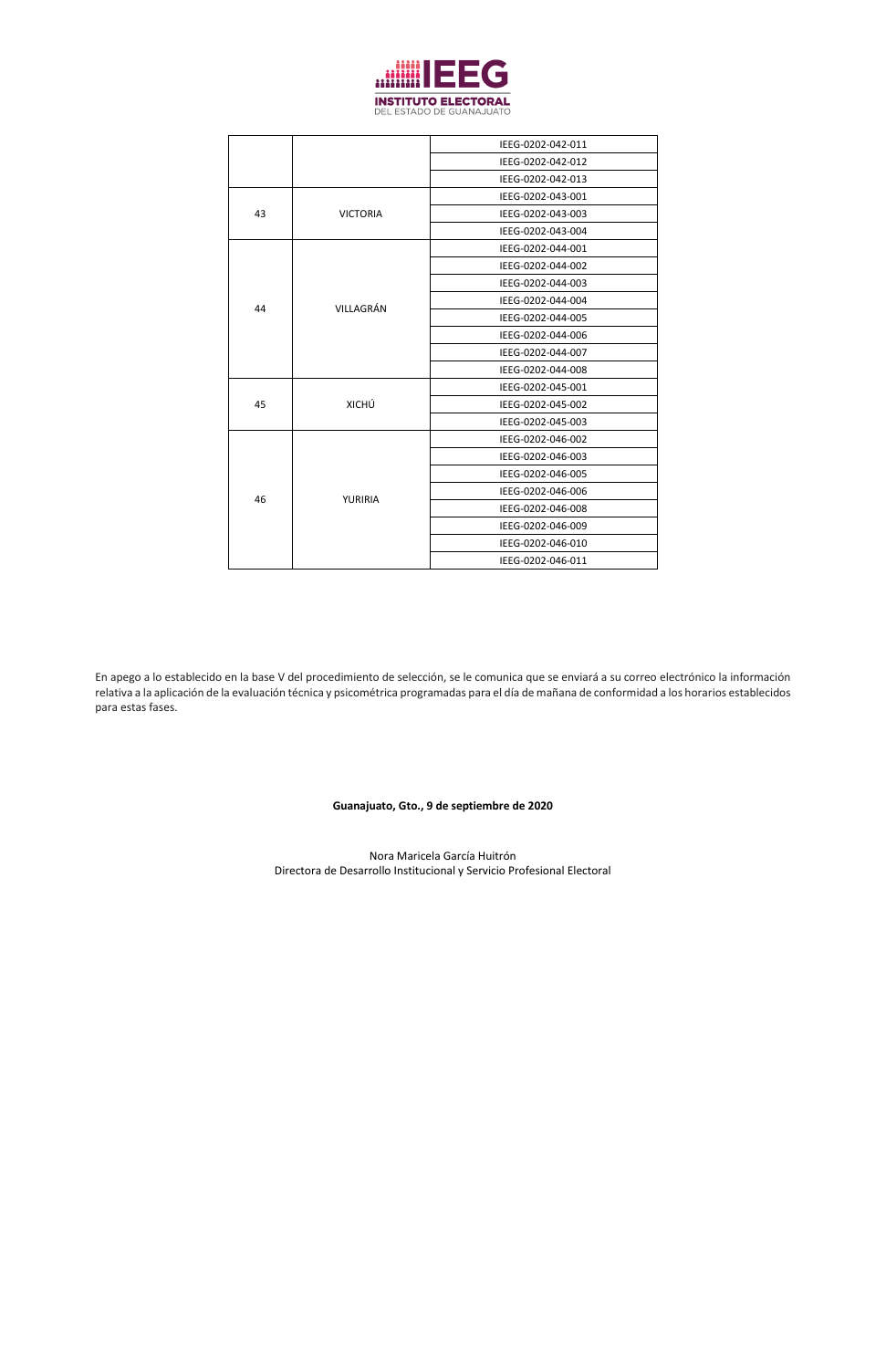| | | |
|---|---|---|
| | | IEEG-0202-042-011 |
| | | IEEG-0202-042-012 |
| | | IEEG-0202-042-013 |
| 43 | VICTORIA | IEEG-0202-043-001 |
| | | IEEG-0202-043-003 |
| | | IEEG-0202-043-004 |
| 44 | VILLAGRÁN | IEEG-0202-044-001 |
| | | IEEG-0202-044-002 |
| | | IEEG-0202-044-003 |
| | | IEEG-0202-044-004 |
| | | IEEG-0202-044-005 |
| | | IEEG-0202-044-006 |
| | | IEEG-0202-044-007 |
| | | IEEG-0202-044-008 |
| 45 | XICHÚ | IEEG-0202-045-001 |
| | | IEEG-0202-045-002 |
| | | IEEG-0202-045-003 |
| 46 | YURIRIA | IEEG-0202-046-002 |
| | | IEEG-0202-046-003 |
| | | IEEG-0202-046-005 |
| | | IEEG-0202-046-006 |
| | | IEEG-0202-046-008 |
| | | IEEG-0202-046-009 |
| | | IEEG-0202-046-010 |
| | | IEEG-0202-046-011 |

En apego a lo establecido en la base V del procedimiento de selección, se le comunica que se enviará a su correo electrónico la información relativa a la aplicación de la evaluación técnica y psicométrica programadas para el día de mañana de conformidad a los horarios establecidos para estas fases.

**Guanajuato, Gto., 9 de septiembre de 2020**

Nora Maricela García Huitrón
Directora de Desarrollo Institucional y Servicio Profesional Electoral